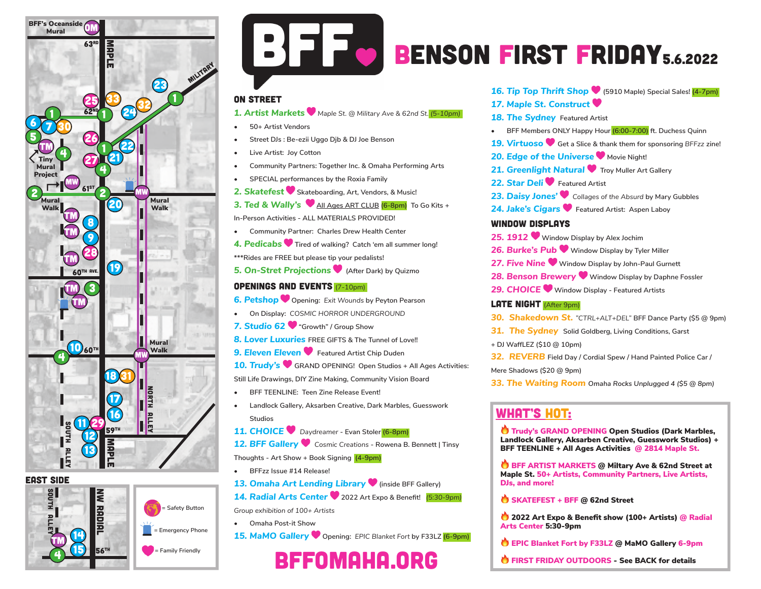# BFF BENSON FIRST FRIDAY 5.6.2022

## ON STREET

**1. Artist Markets** ♥ Maple St. @ Military Ave & 62nd St. (5-10pm)

- 50+ Artist Vendors
- Street DJs : Be-ezii Uggo Djb & DJ Joe Benson
- Live Artist: Joy Cotton
- Community Partners: Together Inc. & Omaha Performing Arts
- SPECIAL performances by the Roxia Family

**2. Skatefest** ♥ Skateboarding, Art, Vendors, & Music!

**3. Ted & Wally's** ♥ All Ages ART CLUB (6-8pm) To Go Kits + In-Person Activities - ALL MATERIALS PROVIDED!

- Community Partner: Charles Drew Health Center

**4. Pedicabs** ♥ Tired of walking? Catch 'em all summer long!
***Rides are FREE but please tip your pedalists!

**5. On-Stret Projections** ♥ (After Dark) by Quizmo

## OPENINGS AND EVENTS (7-10pm)

**6. Petshop** ♥ Opening: *Exit Wounds* by Peyton Pearson

- On Display: *COSMIC HORROR UNDERGROUND*

**7. Studio 62** ♥ "Growth" / Group Show

**8. Lover Luxuries** FREE GIFTS & The Tunnel of Love!!

**9. Eleven Eleven** ♥ Featured Artist Chip Duden

**10. Trudy's** ♥ GRAND OPENING! Open Studios + All Ages Activities: Still Life Drawings, DIY Zine Making, Community Vision Board

- BFF TEENLINE: Teen Zine Release Event!
- Landlock Gallery, Aksarben Creative, Dark Marbles, Guesswork Studios

**11. CHOICE** ♥ *Daydreamer* - Evan Stoler (6-8pm)

**12. BFF Gallery** ♥ *Cosmic Creations* - Rowena B. Bennett | Tinsy Thoughts - Art Show + Book Signing (4-9pm)

- BFFzz Issue #14 Release!

**13. Omaha Art Lending Library** ♥ (inside BFF Gallery)

**14. Radial Arts Center** ♥ 2022 Art Expo & Benefit! (5:30-9pm)
*Group exhibition of 100+ Artists*

- Omaha Post-it Show

**15. MaMO Gallery** ♥ Opening: *EPIC Blanket Fort* by F33LZ (6-9pm)

**16. Tip Top Thrift Shop** ♥ (5910 Maple) Special Sales! (4-7pm)

**17. Maple St. Construct** ♥

**18. The Sydney** Featured Artist

- BFF Members ONLY Happy Hour (6:00-7:00) ft. Duchess Quinn

**19. Virtuoso** ♥ Get a Slice & thank them for sponsoring *BFFzz* zine!

**20. Edge of the Universe** ♥ Movie Night!

**21. Greenlight Natural** ♥ Troy Muller Art Gallery

**22. Star Deli** ♥ Featured Artist

**23. Daisy Jones'** ♥ *Collages of the Absurd* by Mary Gubbles

**24. Jake's Cigars** ♥ Featured Artist: Aspen Laboy

## WINDOW DISPLAYS

**25. 1912** ♥ Window Display by Alex Jochim

**26. Burke's Pub** ♥ Window Display by Tyler Miller

**27. Five Nine** ♥ Window Display by John-Paul Gurnett

**28. Benson Brewery** ♥ Window Display by Daphne Fossler

**29. CHOICE** ♥ Window Display - Featured Artists

## LATE NIGHT (After 9pm)

**30. Shakedown St.** "*CTRL+ALT+DEL*" BFF Dance Party ($5 @ 9pm)

**31. The Sydney** Solid Goldberg, Living Conditions, Garst + DJ WaffLEZ ($10 @ 10pm)

**32. REVERB** Field Day / Cordial Spew / Hand Painted Police Car / Mere Shadows ($20 @ 9pm)

**33. The Waiting Room** Omaha Rocks Unplugged 4 ($5 @ 8pm)

## WHAT'S HOT:

**Trudy's GRAND OPENING Open Studios (Dark Marbles, Landlock Gallery, Aksarben Creative, Guesswork Studios) + BFF TEENLINE + All Ages Activities @ 2814 Maple St.**

**BFF ARTIST MARKETS @ Miltary Ave & 62nd Street at Maple St. 50+ Artists, Community Partners, Live Artists, DJs, and more!**

**SKATEFEST + BFF @ 62nd Street**

**2022 Art Expo & Benefit show (100+ Artists) @ Radial Arts Center 5:30-9pm**

**EPIC Blanket Fort by F33LZ @ MaMO Gallery 6-9pm**

**FIRST FRIDAY OUTDOORS - See BACK for details**

BFFOMAHA.ORG

Map legend: Safety Button; Emergency Phone; ♥ = Family Friendly

BFF's Oceanside Mural (OM); Tiny Mural Project (TM); Mural Walk (MW); EAST SIDE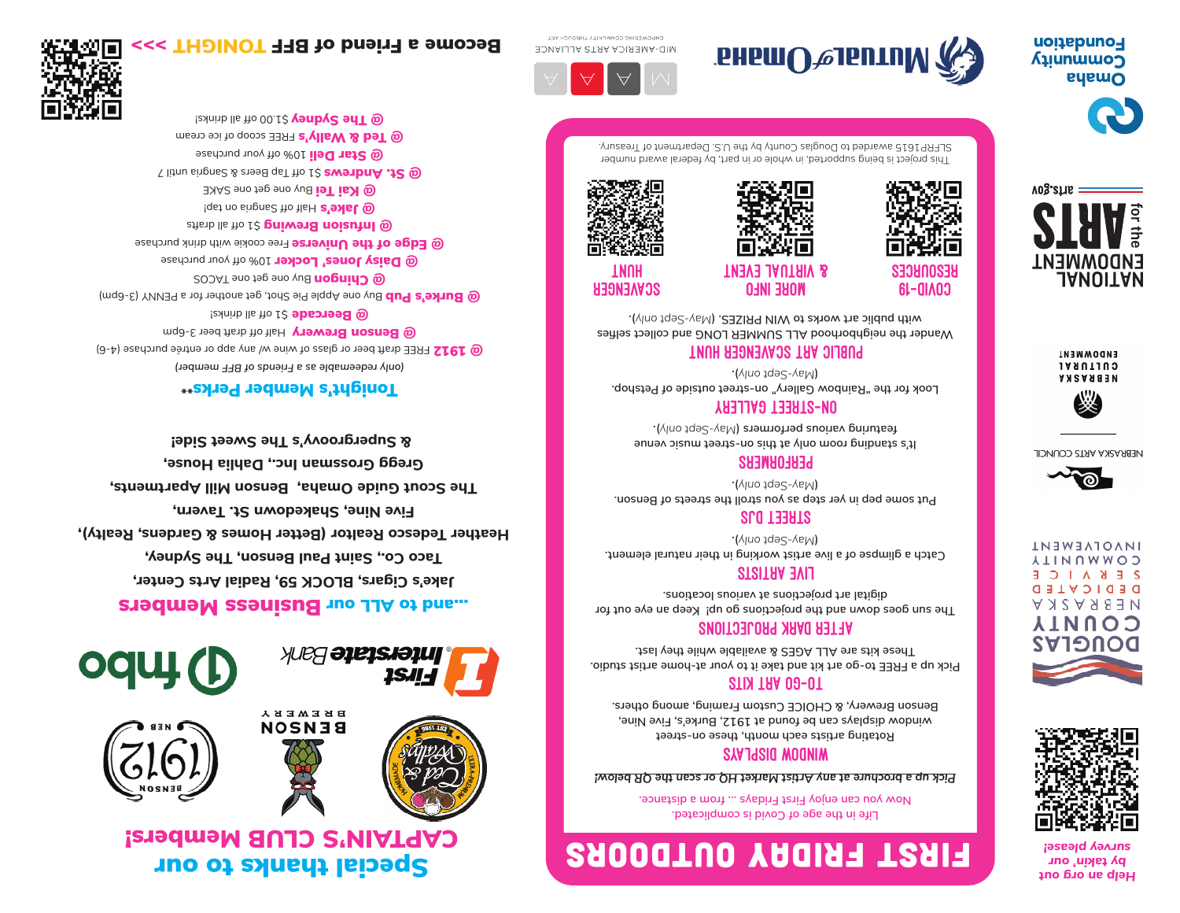# FIRST FRIDAY OUTDOORS

Life in the age of Covid is complicated.
Now you can enjoy First Fridays ... from a distance.

*Pick up a brochure at any Artist Market HQ or scan the QR below!*

## WINDOW DISPLAYS

Rotating artists each month, these on-street window displays can be found at 1912, Burke's, Five Nine, Benson Brewery, & CHOICE Custom Framing, among others.

## TO-GO ART KITS

Pick up a FREE to-go art kit and take it to your at-home artist studio. These kits are ALL AGES & available while they last.

## AFTER DARK PROJECTIONS

The sun goes down and the projection go up! Keep an eye out for digital art projections at various locations.

## LIVE ARTISTS

Catch a glimpse of a live artist working in their natural element. (May-Sept only).

## STREET DJS

Put some pep in your step as you stroll the streets of Benson. (May-Sept only).

## PERFORMERS

It's standing room only at this on-street music venue featuring various performers (May-Sept only).

## ON-STREET GALLERY

Look for the "Rainbow Gallery" on-street outside of Petshop. (May-Sept only).

## PUBLIC ART SCAVENGER HUNT

Wander the neighborhood ALL SUMMER LONG and collect selfies with public art works to WIN PRIZES. (May-Sept only).

SCAVENGER HUNT

MORE INFO & VIRTUAL EVENT

COVID-19 RESOURCES

This project is being supported, in whole or in part, by federal award number SLFRP1615 awarded to Douglas County by the U.S. Department of Treasury.

Mutual of Omaha

MID-AMERICA ARTS ALLIANCE
EMPOWERING COMMUNITY THROUGH ART

Omaha Community Foundation

NATIONAL ENDOWMENT for the ARTS arts.gov

NEBRASKA CULTURAL ENDOWMENT

NEBRASKA ARTS COUNCIL

DOUGLAS COUNTY NEBRASKA DEDICATED SERVICE COMMUNITY INVOLVEMENT

Help an org out by takin' our survey please!

Become a Friend of BFF TONIGHT >>>

## Tonight's Member Perks**

(only redeemable as a Friends of BFF member)

- @ **1912** FREE draft beer or glass of wine w/ any app or entrée purchase (4-6)
- @ **Benson Brewery** Half off draft beer 3-6pm
- @ **Beercade** $1 off all drinks!
- @ **Burke's Pub** Buy one Apple Pie Shot, get another for a PENNY (3-6pm)
- @ **Chingon** Buy one get one TACOS
- @ **Daisy Jones' Locker** 10% off your purchase
- @ **Edge of the Universe** Free cookie with drink purchase
- @ **Infusion Brewing** $1 off all drafts
- @ **Jake's** Half off Sangria on tap!
- @ **Kai Tei** Buy one get one SAKE
- @ **St. Andrews** $1 off Tap Beers & Sangria until 7
- @ **Star Deli** 10% off your purchase
- @ **Ted & Wally's** FREE scoop of ice cream
- @ **The Sydney** $1.00 off all drinks!

## ...and to ALL our Business Members

Jake's Cigars, BLOCK 59, Radial Arts Center, Taco Co., Saint Paul Benson, The Sydney, Heather Tedesco Realtor (Better Homes & Gardens, Realty), Five Nine, Shakedown St. Tavern, The Scout Guide Omaha, Benson Mill Apartments, Gregg Grossmann Inc., Dahlia House, & Supergroovy's The Sweet Side!

First Interstate Bank

fnbo

## Special thanks to our CAPTAIN'S CLUB Members!

Ted & Wally's

Benson Brewery

1912 Benson